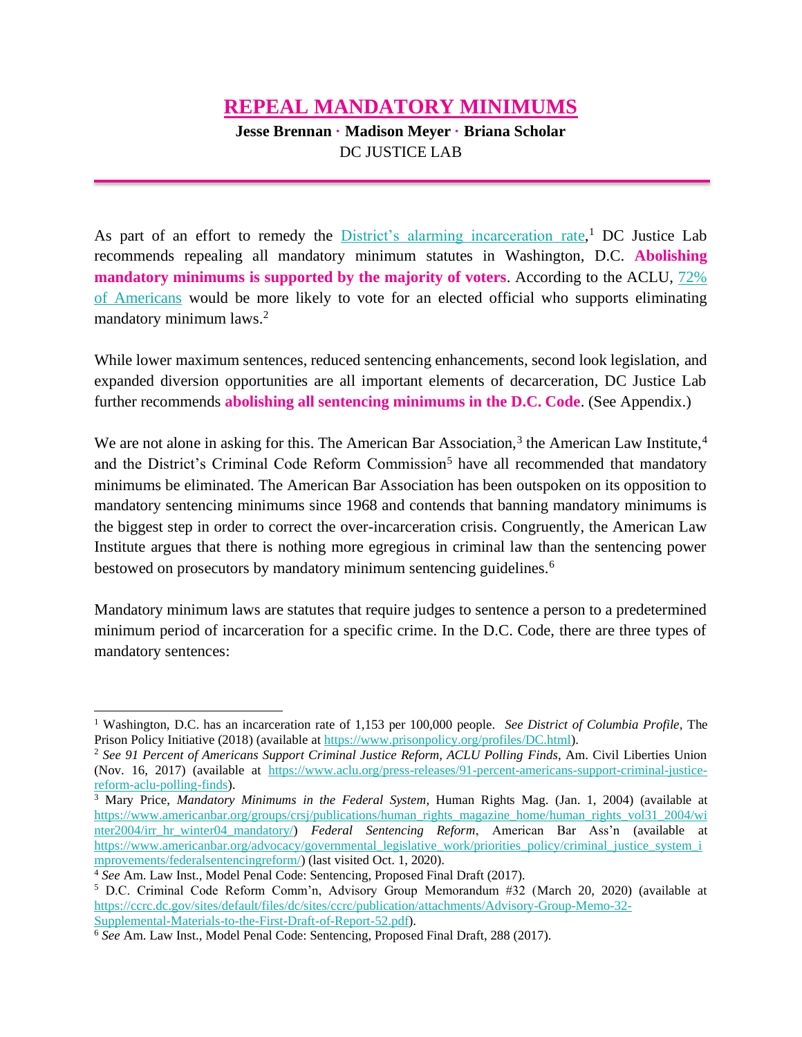# REPEAL MANDATORY MINIMUMS

**Jesse Brennan · Madison Meyer · Briana Scholar**
DC JUSTICE LAB

As part of an effort to remedy the [District's alarming incarceration rate](https://www.prisonpolicy.org/profiles/DC.html),[1] DC Justice Lab recommends repealing all mandatory minimum statutes in Washington, D.C. **Abolishing mandatory minimums is supported by the majority of voters**. According to the ACLU, [72% of Americans](https://www.aclu.org/press-releases/91-percent-americans-support-criminal-justice-reform-aclu-polling-finds) would be more likely to vote for an elected official who supports eliminating mandatory minimum laws.[2]

While lower maximum sentences, reduced sentencing enhancements, second look legislation, and expanded diversion opportunities are all important elements of decarceration, DC Justice Lab further recommends **abolishing all sentencing minimums in the D.C. Code**. (See Appendix.)

We are not alone in asking for this. The American Bar Association,[3] the American Law Institute,[4] and the District's Criminal Code Reform Commission[5] have all recommended that mandatory minimums be eliminated. The American Bar Association has been outspoken on its opposition to mandatory sentencing minimums since 1968 and contends that banning mandatory minimums is the biggest step in order to correct the over-incarceration crisis. Congruently, the American Law Institute argues that there is nothing more egregious in criminal law than the sentencing power bestowed on prosecutors by mandatory minimum sentencing guidelines.[6]

Mandatory minimum laws are statutes that require judges to sentence a person to a predetermined minimum period of incarceration for a specific crime. In the D.C. Code, there are three types of mandatory sentences:

---

[1] Washington, D.C. has an incarceration rate of 1,153 per 100,000 people. *See District of Columbia Profile*, The Prison Policy Initiative (2018) (available at https://www.prisonpolicy.org/profiles/DC.html).

[2] *See 91 Percent of Americans Support Criminal Justice Reform, ACLU Polling Finds*, Am. Civil Liberties Union (Nov. 16, 2017) (available at https://www.aclu.org/press-releases/91-percent-americans-support-criminal-justice-reform-aclu-polling-finds).

[3] Mary Price, *Mandatory Minimums in the Federal System*, Human Rights Mag. (Jan. 1, 2004) (available at https://www.americanbar.org/groups/crsj/publications/human_rights_magazine_home/human_rights_vol31_2004/winter2004/irr_hr_winter04_mandatory/) *Federal Sentencing Reform*, American Bar Ass'n (available at https://www.americanbar.org/advocacy/governmental_legislative_work/priorities_policy/criminal_justice_system_improvements/federalsentencingreform/) (last visited Oct. 1, 2020).

[4] *See* Am. Law Inst., Model Penal Code: Sentencing, Proposed Final Draft (2017).

[5] D.C. Criminal Code Reform Comm'n, Advisory Group Memorandum #32 (March 20, 2020) (available at https://ccrc.dc.gov/sites/default/files/dc/sites/ccrc/publication/attachments/Advisory-Group-Memo-32-Supplemental-Materials-to-the-First-Draft-of-Report-52.pdf).

[6] *See* Am. Law Inst., Model Penal Code: Sentencing, Proposed Final Draft, 288 (2017).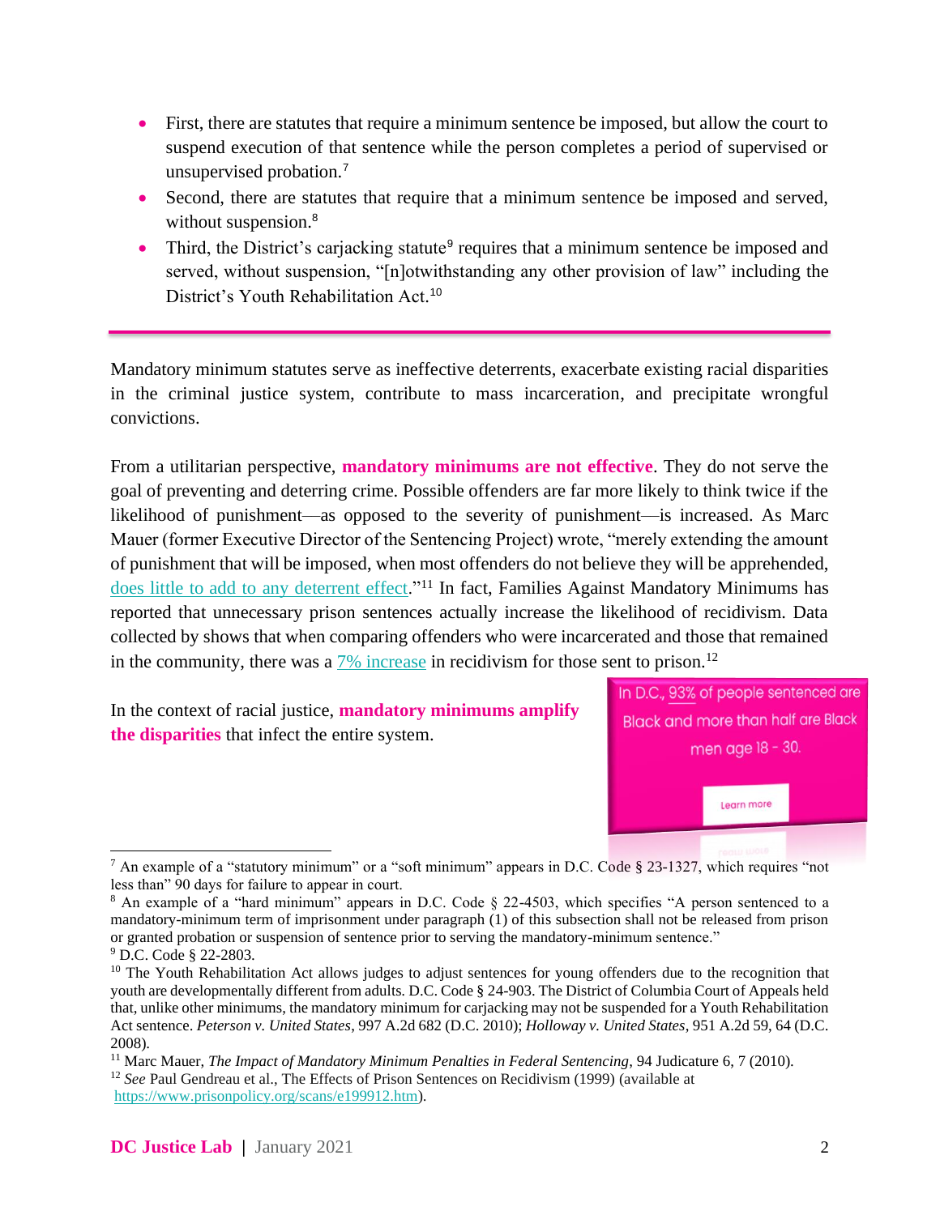- First, there are statutes that require a minimum sentence be imposed, but allow the court to suspend execution of that sentence while the person completes a period of supervised or unsupervised probation.[7]
- Second, there are statutes that require that a minimum sentence be imposed and served, without suspension.[8]
- Third, the District's carjacking statute[9] requires that a minimum sentence be imposed and served, without suspension, "[n]otwithstanding any other provision of law" including the District's Youth Rehabilitation Act.[10]

---

Mandatory minimum statutes serve as ineffective deterrents, exacerbate existing racial disparities in the criminal justice system, contribute to mass incarceration, and precipitate wrongful convictions.

From a utilitarian perspective, **mandatory minimums are not effective**. They do not serve the goal of preventing and deterring crime. Possible offenders are far more likely to think twice if the likelihood of punishment—as opposed to the severity of punishment—is increased. As Marc Mauer (former Executive Director of the Sentencing Project) wrote, "merely extending the amount of punishment that will be imposed, when most offenders do not believe they will be apprehended, does little to add to any deterrent effect."[11] In fact, Families Against Mandatory Minimums has reported that unnecessary prison sentences actually increase the likelihood of recidivism. Data collected by shows that when comparing offenders who were incarcerated and those that remained in the community, there was a 7% increase in recidivism for those sent to prison.[12]

In the context of racial justice, **mandatory minimums amplify the disparities** that infect the entire system.

In D.C., 93% of people sentenced are Black and more than half are Black men age 18 - 30.

Learn more

---

[7] An example of a "statutory minimum" or a "soft minimum" appears in D.C. Code § 23-1327, which requires "not less than" 90 days for failure to appear in court.

[8] An example of a "hard minimum" appears in D.C. Code § 22-4503, which specifies "A person sentenced to a mandatory-minimum term of imprisonment under paragraph (1) of this subsection shall not be released from prison or granted probation or suspension of sentence prior to serving the mandatory-minimum sentence."

[9] D.C. Code § 22-2803.

[10] The Youth Rehabilitation Act allows judges to adjust sentences for young offenders due to the recognition that youth are developmentally different from adults. D.C. Code § 24-903. The District of Columbia Court of Appeals held that, unlike other minimums, the mandatory minimum for carjacking may not be suspended for a Youth Rehabilitation Act sentence. *Peterson v. United States*, 997 A.2d 682 (D.C. 2010); *Holloway v. United States*, 951 A.2d 59, 64 (D.C. 2008).

[11] Marc Mauer, *The Impact of Mandatory Minimum Penalties in Federal Sentencing*, 94 Judicature 6, 7 (2010).

[12] *See* Paul Gendreau et al., The Effects of Prison Sentences on Recidivism (1999) (available at https://www.prisonpolicy.org/scans/e199912.htm).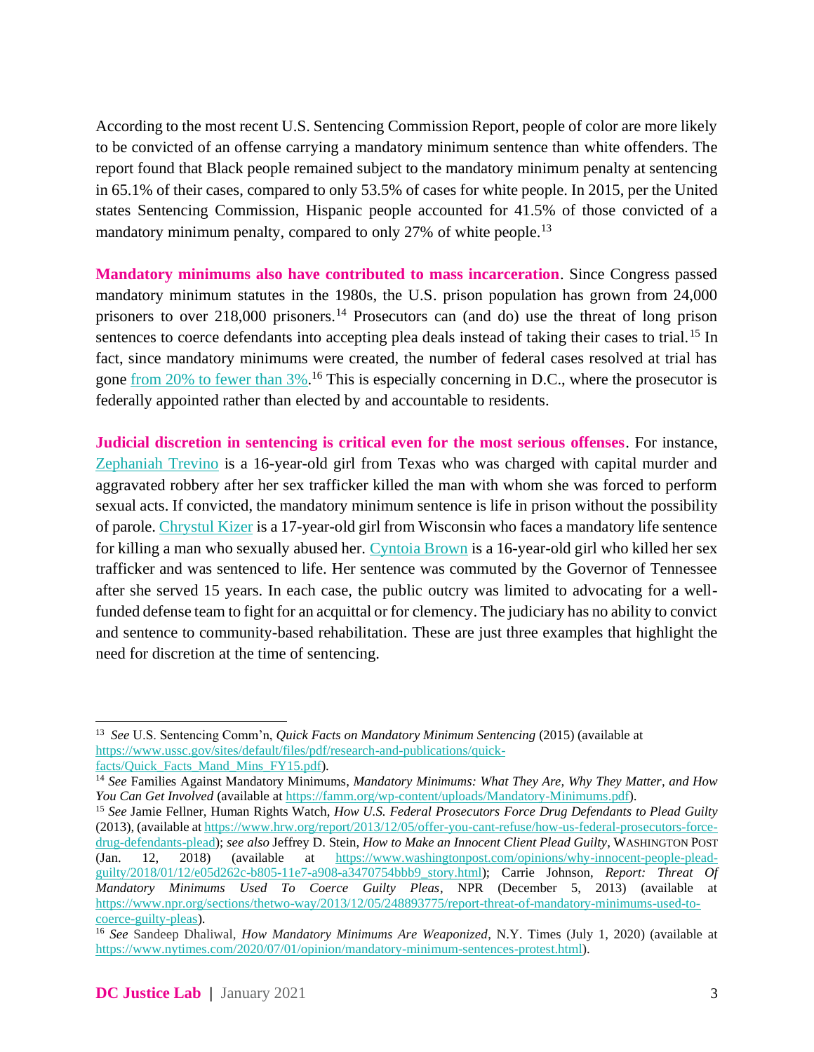According to the most recent U.S. Sentencing Commission Report, people of color are more likely to be convicted of an offense carrying a mandatory minimum sentence than white offenders. The report found that Black people remained subject to the mandatory minimum penalty at sentencing in 65.1% of their cases, compared to only 53.5% of cases for white people. In 2015, per the United states Sentencing Commission, Hispanic people accounted for 41.5% of those convicted of a mandatory minimum penalty, compared to only 27% of white people.[13]

**Mandatory minimums also have contributed to mass incarceration**. Since Congress passed mandatory minimum statutes in the 1980s, the U.S. prison population has grown from 24,000 prisoners to over 218,000 prisoners.[14] Prosecutors can (and do) use the threat of long prison sentences to coerce defendants into accepting plea deals instead of taking their cases to trial.[15] In fact, since mandatory minimums were created, the number of federal cases resolved at trial has gone [from 20% to fewer than 3%](https://www.nytimes.com/2020/07/01/opinion/mandatory-minimum-sentences-protest.html).[16] This is especially concerning in D.C., where the prosecutor is federally appointed rather than elected by and accountable to residents.

**Judicial discretion in sentencing is critical even for the most serious offenses**. For instance, Zephaniah Trevino is a 16-year-old girl from Texas who was charged with capital murder and aggravated robbery after her sex trafficker killed the man with whom she was forced to perform sexual acts. If convicted, the mandatory minimum sentence is life in prison without the possibility of parole. Chrystul Kizer is a 17-year-old girl from Wisconsin who faces a mandatory life sentence for killing a man who sexually abused her. Cyntoia Brown is a 16-year-old girl who killed her sex trafficker and was sentenced to life. Her sentence was commuted by the Governor of Tennessee after she served 15 years. In each case, the public outcry was limited to advocating for a well-funded defense team to fight for an acquittal or for clemency. The judiciary has no ability to convict and sentence to community-based rehabilitation. These are just three examples that highlight the need for discretion at the time of sentencing.

---

[13] *See* U.S. Sentencing Comm'n, *Quick Facts on Mandatory Minimum Sentencing* (2015) (available at https://www.ussc.gov/sites/default/files/pdf/research-and-publications/quick-facts/Quick_Facts_Mand_Mins_FY15.pdf).

[14] *See* Families Against Mandatory Minimums, *Mandatory Minimums: What They Are, Why They Matter, and How You Can Get Involved* (available at https://famm.org/wp-content/uploads/Mandatory-Minimums.pdf).

[15] *See* Jamie Fellner, Human Rights Watch, *How U.S. Federal Prosecutors Force Drug Defendants to Plead Guilty* (2013), (available at https://www.hrw.org/report/2013/12/05/offer-you-cant-refuse/how-us-federal-prosecutors-force-drug-defendants-plead); *see also* Jeffrey D. Stein, *How to Make an Innocent Client Plead Guilty*, WASHINGTON POST (Jan. 12, 2018) (available at https://www.washingtonpost.com/opinions/why-innocent-people-plead-guilty/2018/01/12/e05d262c-b805-11e7-a908-a3470754bbb9_story.html); Carrie Johnson, *Report: Threat Of Mandatory Minimums Used To Coerce Guilty Pleas*, NPR (December 5, 2013) (available at https://www.npr.org/sections/thetwo-way/2013/12/05/248893775/report-threat-of-mandatory-minimums-used-to-coerce-guilty-pleas).

[16] *See* Sandeep Dhaliwal, *How Mandatory Minimums Are Weaponized*, N.Y. Times (July 1, 2020) (available at https://www.nytimes.com/2020/07/01/opinion/mandatory-minimum-sentences-protest.html).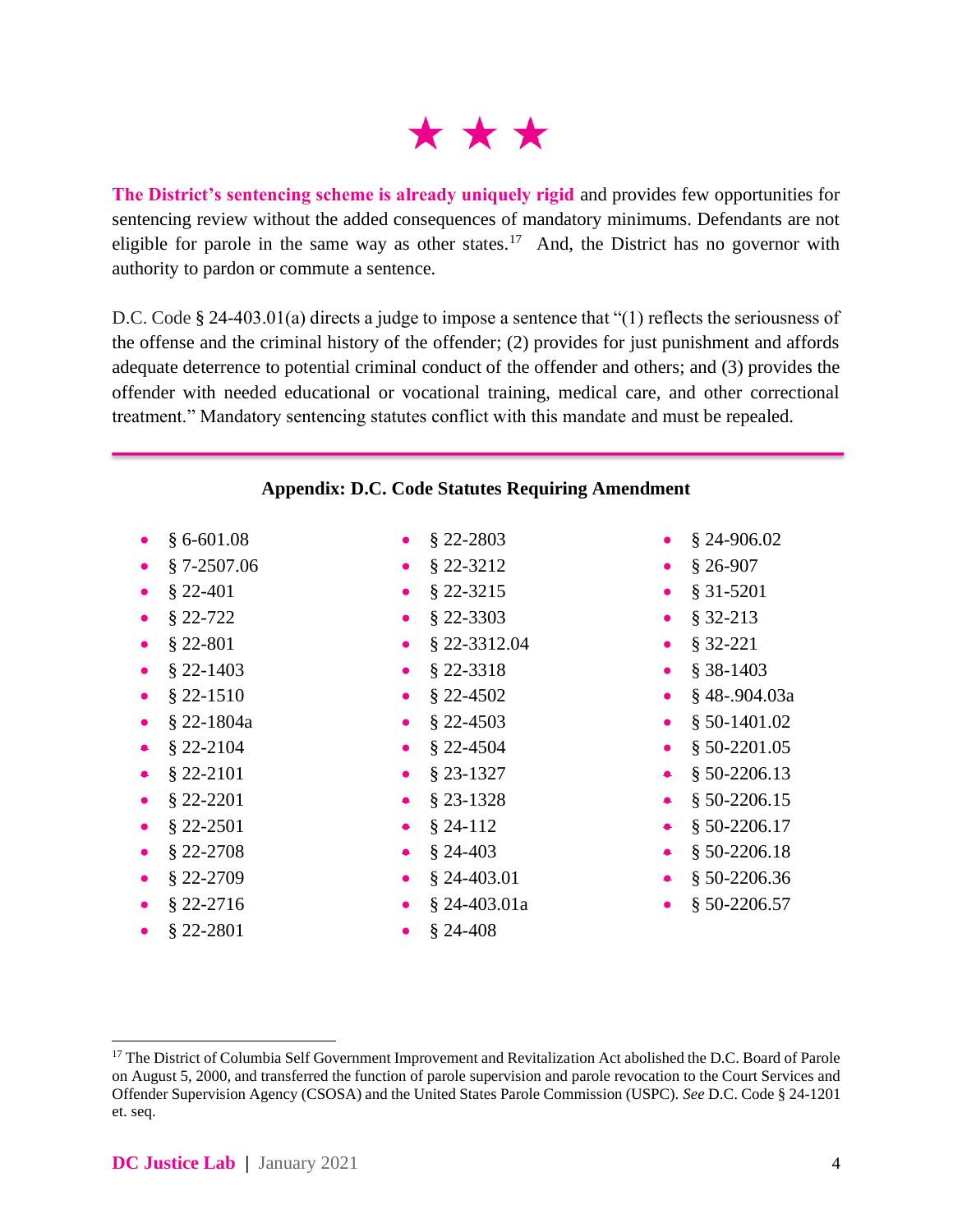★ ★ ★

**The District's sentencing scheme is already uniquely rigid** and provides few opportunities for sentencing review without the added consequences of mandatory minimums. Defendants are not eligible for parole in the same way as other states.[17] And, the District has no governor with authority to pardon or commute a sentence.

D.C. Code § 24-403.01(a) directs a judge to impose a sentence that "(1) reflects the seriousness of the offense and the criminal history of the offender; (2) provides for just punishment and affords adequate deterrence to potential criminal conduct of the offender and others; and (3) provides the offender with needed educational or vocational training, medical care, and other correctional treatment." Mandatory sentencing statutes conflict with this mandate and must be repealed.

---

**Appendix: D.C. Code Statutes Requiring Amendment**

- § 6-601.08
- § 7-2507.06
- § 22-401
- § 22-722
- § 22-801
- § 22-1403
- § 22-1510
- § 22-1804a
- § 22-2104
- § 22-2101
- § 22-2201
- § 22-2501
- § 22-2708
- § 22-2709
- § 22-2716
- § 22-2801
- § 22-2803
- § 22-3212
- § 22-3215
- § 22-3303
- § 22-3312.04
- § 22-3318
- § 22-4502
- § 22-4503
- § 22-4504
- § 23-1327
- § 23-1328
- § 24-112
- § 24-403
- § 24-403.01
- § 24-403.01a
- § 24-408
- § 24-906.02
- § 26-907
- § 31-5201
- § 32-213
- § 32-221
- § 38-1403
- § 48-.904.03a
- § 50-1401.02
- § 50-2201.05
- § 50-2206.13
- § 50-2206.15
- § 50-2206.17
- § 50-2206.18
- § 50-2206.36
- § 50-2206.57

[17] The District of Columbia Self Government Improvement and Revitalization Act abolished the D.C. Board of Parole on August 5, 2000, and transferred the function of parole supervision and parole revocation to the Court Services and Offender Supervision Agency (CSOSA) and the United States Parole Commission (USPC). *See* D.C. Code § 24-1201 et. seq.